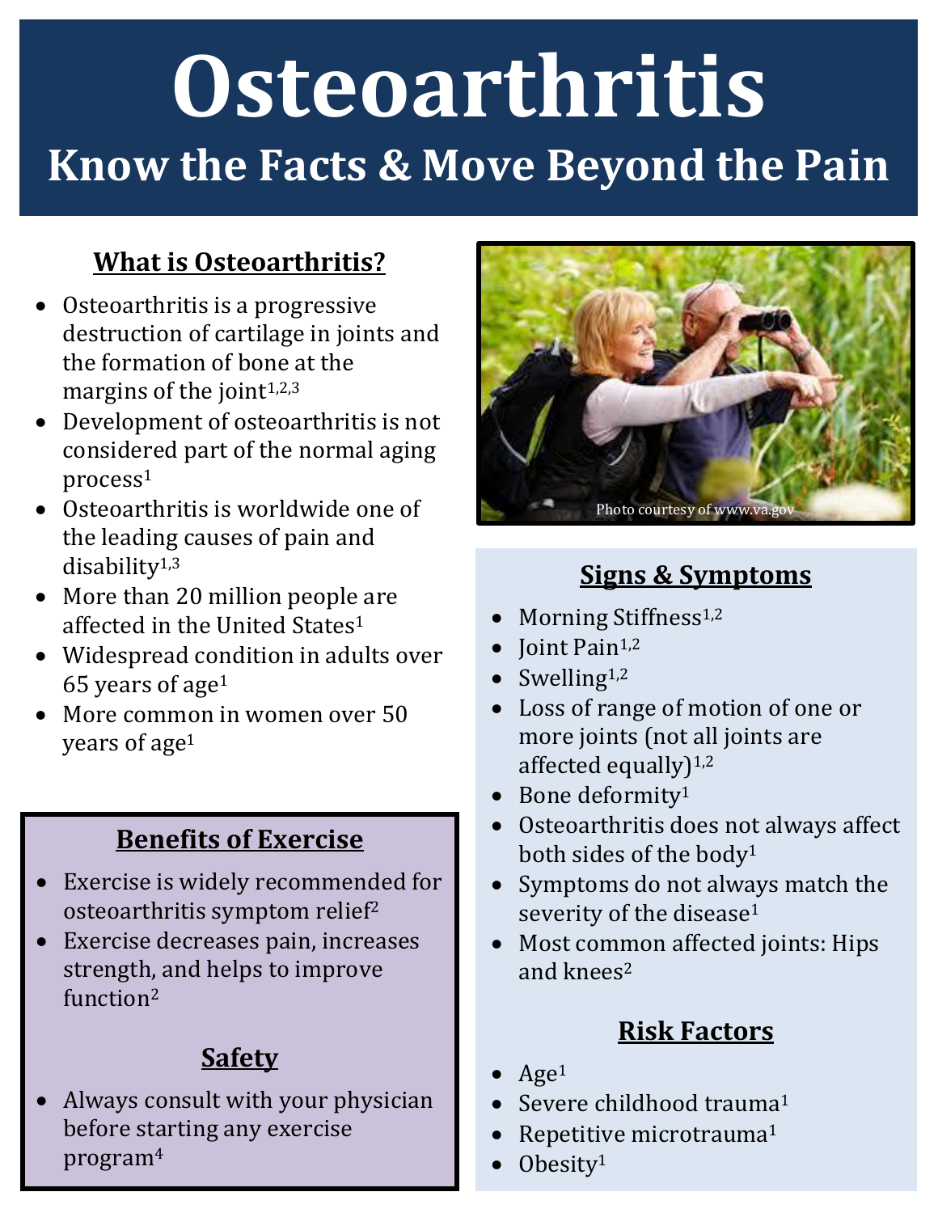# Osteoarthritis

## Know the Facts & Move Beyond the Pain

### What is Osteoarthritis?

- Osteoarthritis is a progressive destruction of cartilage in joints and the formation of bone at the margins of the joint[1,2,3]
- Development of osteoarthritis is not considered part of the normal aging process[1]
- Osteoarthritis is worldwide one of the leading causes of pain and disability[1,3]
- More than 20 million people are affected in the United States[1]
- Widespread condition in adults over 65 years of age[1]
- More common in women over 50 years of age[1]

Photo courtesy of www.va.gov

### Signs & Symptoms

- Morning Stiffness[1,2]
- Joint Pain[1,2]
- Swelling[1,2]
- Loss of range of motion of one or more joints (not all joints are affected equally)[1,2]
- Bone deformity[1]
- Osteoarthritis does not always affect both sides of the body[1]
- Symptoms do not always match the severity of the disease[1]
- Most common affected joints: Hips and knees[2]

### Risk Factors

- Age[1]
- Severe childhood trauma[1]
- Repetitive microtrauma[1]
- Obesity[1]

### Benefits of Exercise

- Exercise is widely recommended for osteoarthritis symptom relief[2]
- Exercise decreases pain, increases strength, and helps to improve function[2]

### Safety

- Always consult with your physician before starting any exercise program[4]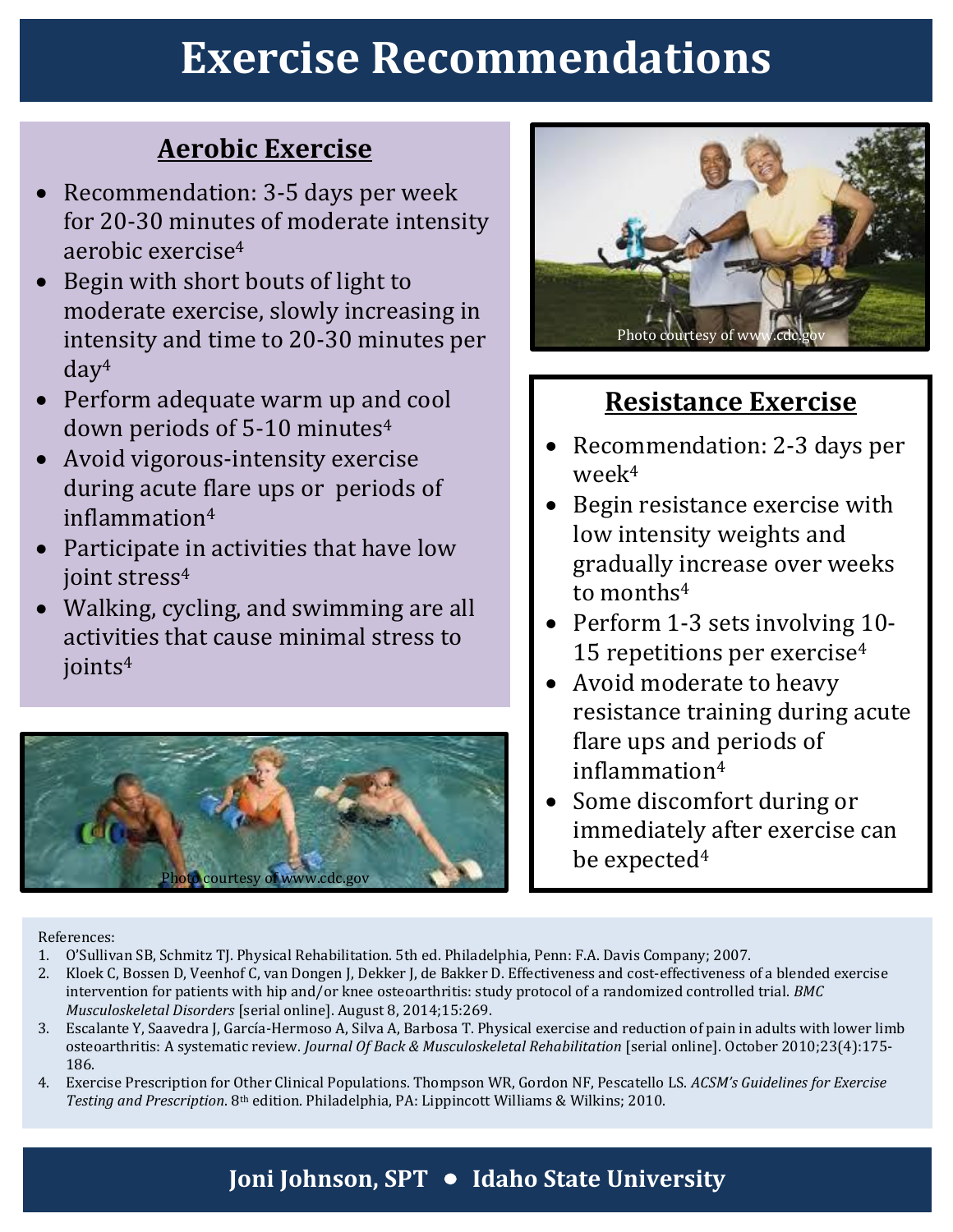# Exercise Recommendations

## Aerobic Exercise

- Recommendation: 3-5 days per week for 20-30 minutes of moderate intensity aerobic exercise[4]
- Begin with short bouts of light to moderate exercise, slowly increasing in intensity and time to 20-30 minutes per day[4]
- Perform adequate warm up and cool down periods of 5-10 minutes[4]
- Avoid vigorous-intensity exercise during acute flare ups or periods of inflammation[4]
- Participate in activities that have low joint stress[4]
- Walking, cycling, and swimming are all activities that cause minimal stress to joints[4]

Photo courtesy of www.cdc.gov

Photo courtesy of www.cdc.gov

## Resistance Exercise

- Recommendation: 2-3 days per week[4]
- Begin resistance exercise with low intensity weights and gradually increase over weeks to months[4]
- Perform 1-3 sets involving 10-15 repetitions per exercise[4]
- Avoid moderate to heavy resistance training during acute flare ups and periods of inflammation[4]
- Some discomfort during or immediately after exercise can be expected[4]

References:

1. O'Sullivan SB, Schmitz TJ. Physical Rehabilitation. 5th ed. Philadelphia, Penn: F.A. Davis Company; 2007.
2. Kloek C, Bossen D, Veenhof C, van Dongen J, Dekker J, de Bakker D. Effectiveness and cost-effectiveness of a blended exercise intervention for patients with hip and/or knee osteoarthritis: study protocol of a randomized controlled trial. *BMC Musculoskeletal Disorders* [serial online]. August 8, 2014;15:269.
3. Escalante Y, Saavedra J, García-Hermoso A, Silva A, Barbosa T. Physical exercise and reduction of pain in adults with lower limb osteoarthritis: A systematic review. *Journal Of Back & Musculoskeletal Rehabilitation* [serial online]. October 2010;23(4):175-186.
4. Exercise Prescription for Other Clinical Populations. Thompson WR, Gordon NF, Pescatello LS. *ACSM's Guidelines for Exercise Testing and Prescription*. 8th edition. Philadelphia, PA: Lippincott Williams & Wilkins; 2010.

**Joni Johnson, SPT • Idaho State University**